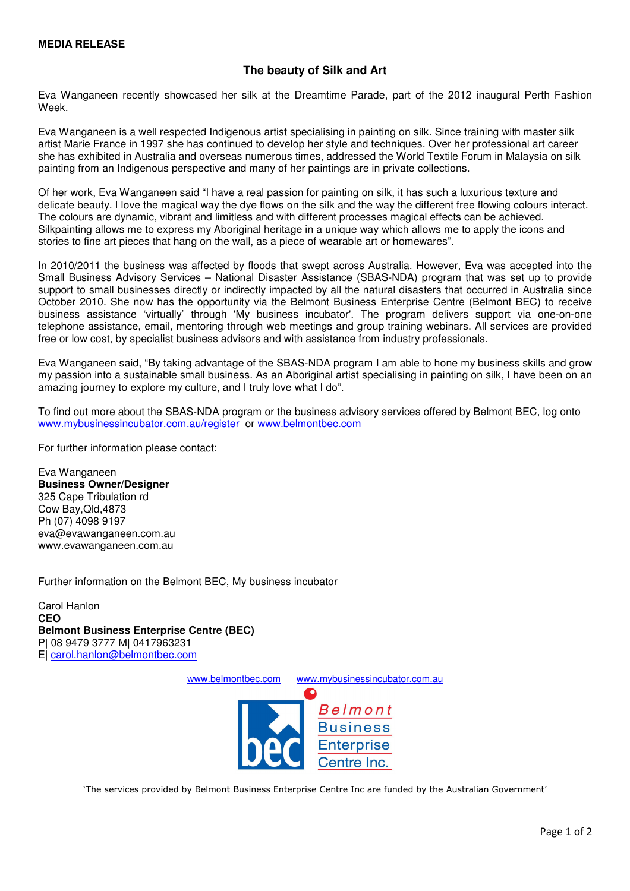**MEDIA RELEASE**

## The beauty of Silk and Art

Eva Wanganeen recently showcased her silk at the Dreamtime Parade, part of the 2012 inaugural Perth Fashion Week.

Eva Wanganeen is a well respected Indigenous artist specialising in painting on silk. Since training with master silk artist Marie France in 1997 she has continued to develop her style and techniques. Over her professional art career she has exhibited in Australia and overseas numerous times, addressed the World Textile Forum in Malaysia on silk painting from an Indigenous perspective and many of her paintings are in private collections.

Of her work, Eva Wanganeen said "I have a real passion for painting on silk, it has such a luxurious texture and delicate beauty. I love the magical way the dye flows on the silk and the way the different free flowing colours interact. The colours are dynamic, vibrant and limitless and with different processes magical effects can be achieved. Silkpainting allows me to express my Aboriginal heritage in a unique way which allows me to apply the icons and stories to fine art pieces that hang on the wall, as a piece of wearable art or homewares".

In 2010/2011 the business was affected by floods that swept across Australia. However, Eva was accepted into the Small Business Advisory Services – National Disaster Assistance (SBAS-NDA) program that was set up to provide support to small businesses directly or indirectly impacted by all the natural disasters that occurred in Australia since October 2010. She now has the opportunity via the Belmont Business Enterprise Centre (Belmont BEC) to receive business assistance 'virtually' through 'My business incubator'. The program delivers support via one-on-one telephone assistance, email, mentoring through web meetings and group training webinars. All services are provided free or low cost, by specialist business advisors and with assistance from industry professionals.

Eva Wanganeen said, "By taking advantage of the SBAS-NDA program I am able to hone my business skills and grow my passion into a sustainable small business. As an Aboriginal artist specialising in painting on silk, I have been on an amazing journey to explore my culture, and I truly love what I do".

To find out more about the SBAS-NDA program or the business advisory services offered by Belmont BEC, log onto www.mybusinessincubator.com.au/register or www.belmontbec.com

For further information please contact:

Eva Wanganeen
**Business Owner/Designer**
325 Cape Tribulation rd
Cow Bay,Qld,4873
Ph (07) 4098 9197
eva@evawanganeen.com.au
www.evawanganeen.com.au

Further information on the Belmont BEC, My business incubator

Carol Hanlon
**CEO**
**Belmont Business Enterprise Centre (BEC)**
P| 08 9479 3777 M| 0417963231
E| carol.hanlon@belmontbec.com

www.belmontbec.com www.mybusinessincubator.com.au

Belmont Business Enterprise Centre Inc.

'The services provided by Belmont Business Enterprise Centre Inc are funded by the Australian Government'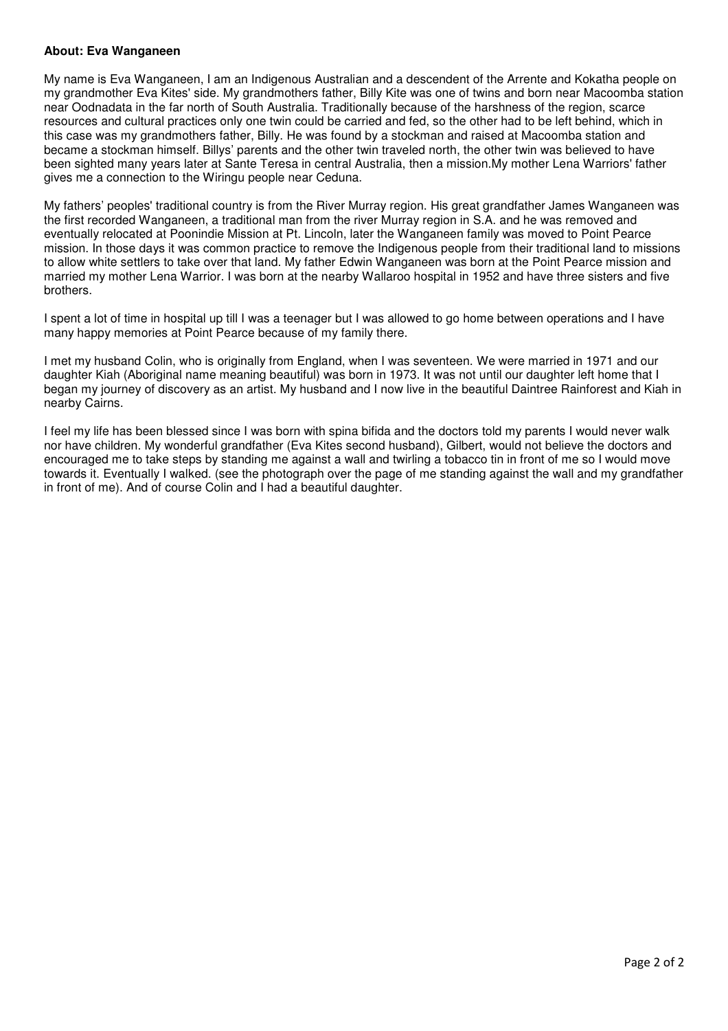**About: Eva Wanganeen**

My name is Eva Wanganeen, I am an Indigenous Australian and a descendent of the Arrente and Kokatha people on my grandmother Eva Kites' side. My grandmothers father, Billy Kite was one of twins and born near Macoomba station near Oodnadata in the far north of South Australia. Traditionally because of the harshness of the region, scarce resources and cultural practices only one twin could be carried and fed, so the other had to be left behind, which in this case was my grandmothers father, Billy. He was found by a stockman and raised at Macoomba station and became a stockman himself. Billys' parents and the other twin traveled north, the other twin was believed to have been sighted many years later at Sante Teresa in central Australia, then a mission.My mother Lena Warriors' father gives me a connection to the Wiringu people near Ceduna.

My fathers' peoples' traditional country is from the River Murray region. His great grandfather James Wanganeen was the first recorded Wanganeen, a traditional man from the river Murray region in S.A. and he was removed and eventually relocated at Poonindie Mission at Pt. Lincoln, later the Wanganeen family was moved to Point Pearce mission. In those days it was common practice to remove the Indigenous people from their traditional land to missions to allow white settlers to take over that land. My father Edwin Wanganeen was born at the Point Pearce mission and married my mother Lena Warrior. I was born at the nearby Wallaroo hospital in 1952 and have three sisters and five brothers.

I spent a lot of time in hospital up till I was a teenager but I was allowed to go home between operations and I have many happy memories at Point Pearce because of my family there.

I met my husband Colin, who is originally from England, when I was seventeen. We were married in 1971 and our daughter Kiah (Aboriginal name meaning beautiful) was born in 1973. It was not until our daughter left home that I began my journey of discovery as an artist. My husband and I now live in the beautiful Daintree Rainforest and Kiah in nearby Cairns.

I feel my life has been blessed since I was born with spina bifida and the doctors told my parents I would never walk nor have children. My wonderful grandfather (Eva Kites second husband), Gilbert, would not believe the doctors and encouraged me to take steps by standing me against a wall and twirling a tobacco tin in front of me so I would move towards it. Eventually I walked. (see the photograph over the page of me standing against the wall and my grandfather in front of me). And of course Colin and I had a beautiful daughter.